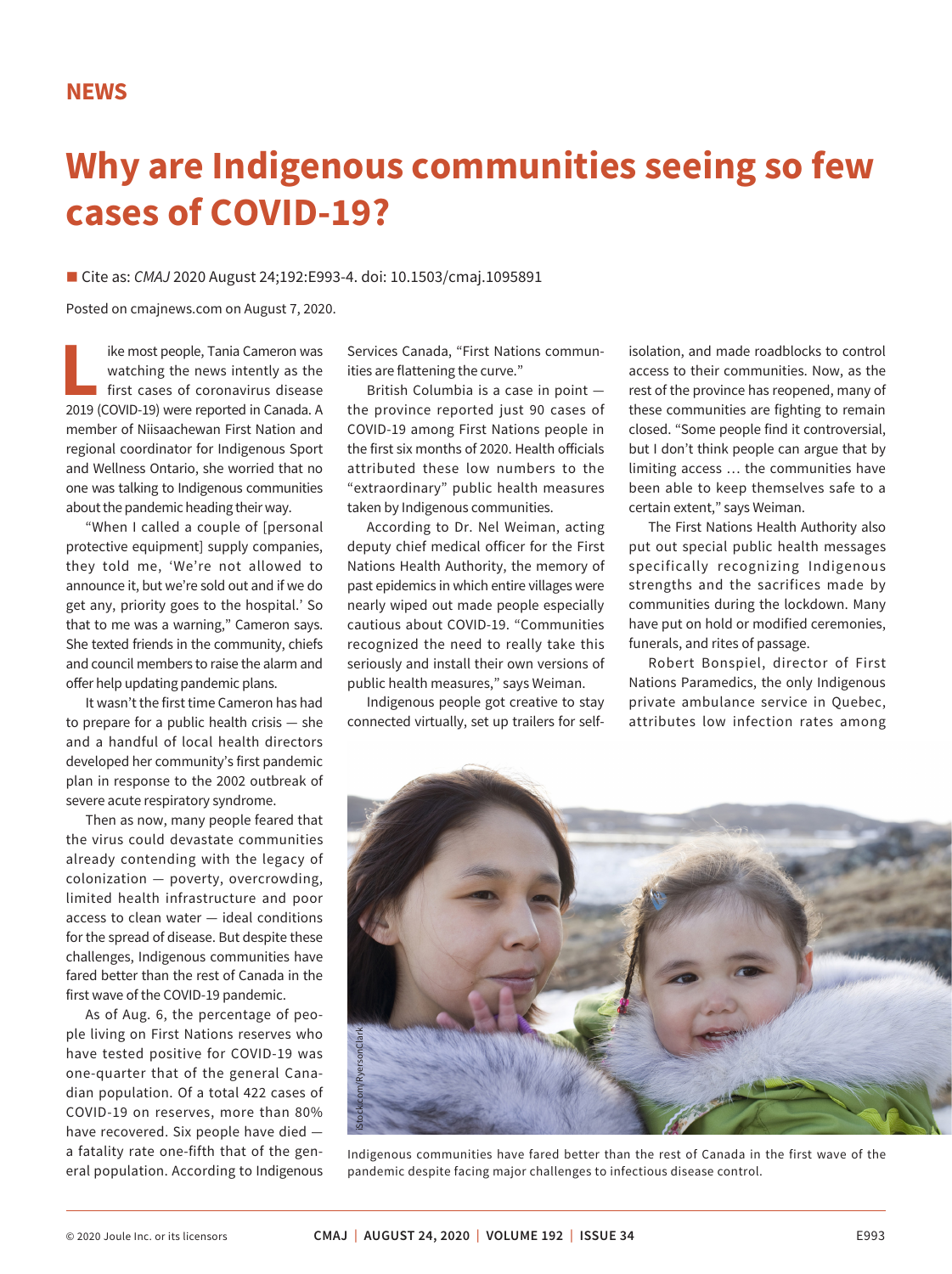NEWS

# Why are Indigenous communities seeing so few cases of COVID-19?

■ Cite as: *CMAJ* 2020 August 24;192:E993-4. doi: 10.1503/cmaj.1095891

Posted on cmajnews.com on August 7, 2020.

Like most people, Tania Cameron was watching the news intently as the first cases of coronavirus disease 2019 (COVID-19) were reported in Canada. A member of Niisaachewan First Nation and regional coordinator for Indigenous Sport and Wellness Ontario, she worried that no one was talking to Indigenous communities about the pandemic heading their way.

"When I called a couple of [personal protective equipment] supply companies, they told me, 'We're not allowed to announce it, but we're sold out and if we do get any, priority goes to the hospital.' So that to me was a warning," Cameron says. She texted friends in the community, chiefs and council members to raise the alarm and offer help updating pandemic plans.

It wasn't the first time Cameron has had to prepare for a public health crisis — she and a handful of local health directors developed her community's first pandemic plan in response to the 2002 outbreak of severe acute respiratory syndrome.

Then as now, many people feared that the virus could devastate communities already contending with the legacy of colonization — poverty, overcrowding, limited health infrastructure and poor access to clean water — ideal conditions for the spread of disease. But despite these challenges, Indigenous communities have fared better than the rest of Canada in the first wave of the COVID-19 pandemic.

As of Aug. 6, the percentage of people living on First Nations reserves who have tested positive for COVID-19 was one-quarter that of the general Canadian population. Of a total 422 cases of COVID-19 on reserves, more than 80% have recovered. Six people have died — a fatality rate one-fifth that of the general population. According to Indigenous Services Canada, "First Nations communities are flattening the curve."

British Columbia is a case in point — the province reported just 90 cases of COVID-19 among First Nations people in the first six months of 2020. Health officials attributed these low numbers to the "extraordinary" public health measures taken by Indigenous communities.

According to Dr. Nel Weiman, acting deputy chief medical officer for the First Nations Health Authority, the memory of past epidemics in which entire villages were nearly wiped out made people especially cautious about COVID-19. "Communities recognized the need to really take this seriously and install their own versions of public health measures," says Weiman.

Indigenous people got creative to stay connected virtually, set up trailers for self-isolation, and made roadblocks to control access to their communities. Now, as the rest of the province has reopened, many of these communities are fighting to remain closed. "Some people find it controversial, but I don't think people can argue that by limiting access … the communities have been able to keep themselves safe to a certain extent," says Weiman.

The First Nations Health Authority also put out special public health messages specifically recognizing Indigenous strengths and the sacrifices made by communities during the lockdown. Many have put on hold or modified ceremonies, funerals, and rites of passage.

Robert Bonspiel, director of First Nations Paramedics, the only Indigenous private ambulance service in Quebec, attributes low infection rates among

Indigenous communities have fared better than the rest of Canada in the first wave of the pandemic despite facing major challenges to infectious disease control.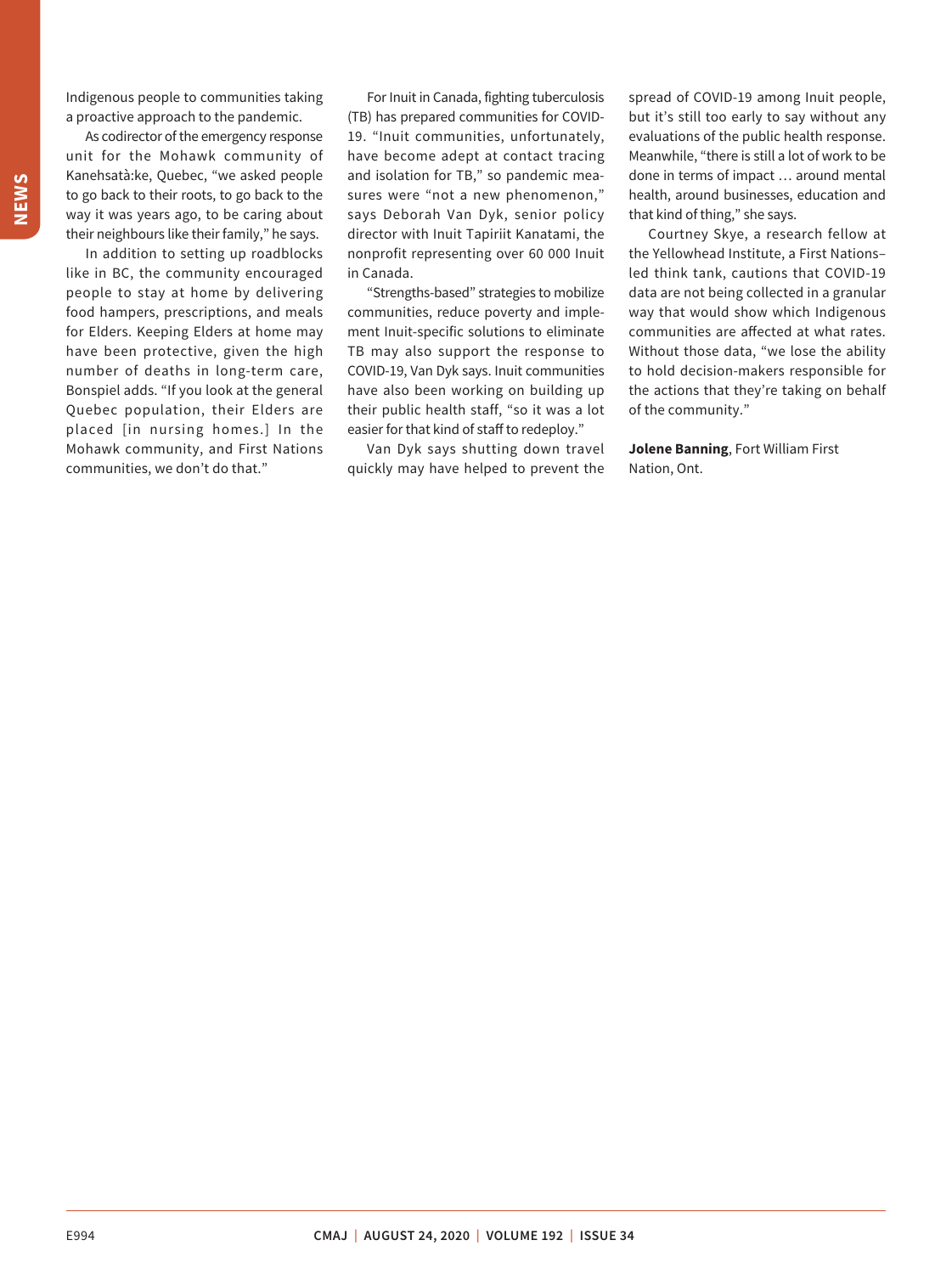Indigenous people to communities taking a proactive approach to the pandemic.

As codirector of the emergency response unit for the Mohawk community of Kanehsatà:ke, Quebec, "we asked people to go back to their roots, to go back to the way it was years ago, to be caring about their neighbours like their family," he says.

In addition to setting up roadblocks like in BC, the community encouraged people to stay at home by delivering food hampers, prescriptions, and meals for Elders. Keeping Elders at home may have been protective, given the high number of deaths in long-term care, Bonspiel adds. "If you look at the general Quebec population, their Elders are placed [in nursing homes.] In the Mohawk community, and First Nations communities, we don't do that."

For Inuit in Canada, fighting tuberculosis (TB) has prepared communities for COVID-19. "Inuit communities, unfortunately, have become adept at contact tracing and isolation for TB," so pandemic measures were "not a new phenomenon," says Deborah Van Dyk, senior policy director with Inuit Tapiriit Kanatami, the nonprofit representing over 60 000 Inuit in Canada.

"Strengths-based" strategies to mobilize communities, reduce poverty and implement Inuit-specific solutions to eliminate TB may also support the response to COVID-19, Van Dyk says. Inuit communities have also been working on building up their public health staff, "so it was a lot easier for that kind of staff to redeploy."

Van Dyk says shutting down travel quickly may have helped to prevent the spread of COVID-19 among Inuit people, but it's still too early to say without any evaluations of the public health response. Meanwhile, "there is still a lot of work to be done in terms of impact … around mental health, around businesses, education and that kind of thing," she says.

Courtney Skye, a research fellow at the Yellowhead Institute, a First Nations–led think tank, cautions that COVID-19 data are not being collected in a granular way that would show which Indigenous communities are affected at what rates. Without those data, "we lose the ability to hold decision-makers responsible for the actions that they're taking on behalf of the community."

**Jolene Banning**, Fort William First Nation, Ont.